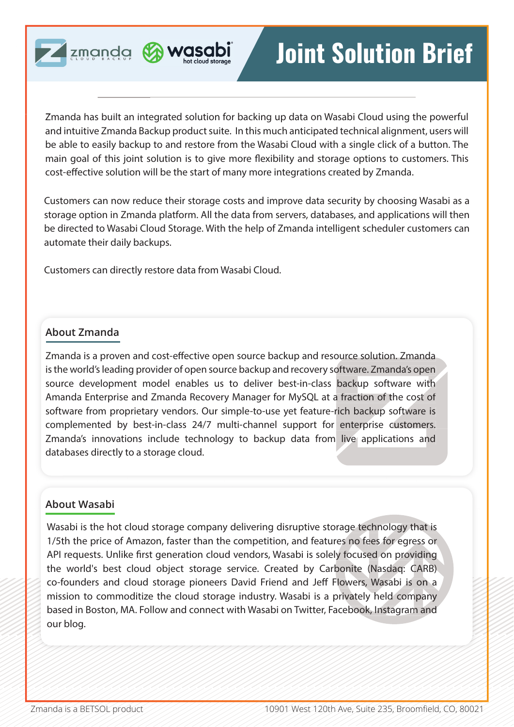# Joint Solution Brief

Zmanda has built an integrated solution for backing up data on Wasabi Cloud using the powerful and intuitive Zmanda Backup product suite. In this much anticipated technical alignment, users will be able to easily backup to and restore from the Wasabi Cloud with a single click of a button. The main goal of this joint solution is to give more flexibility and storage options to customers. This cost-effective solution will be the start of many more integrations created by Zmanda.

Customers can now reduce their storage costs and improve data security by choosing Wasabi as a storage option in Zmanda platform. All the data from servers, databases, and applications will then be directed to Wasabi Cloud Storage. With the help of Zmanda intelligent scheduler customers can automate their daily backups.

Customers can directly restore data from Wasabi Cloud.

## About Zmanda

Zmanda is a proven and cost-effective open source backup and resource solution. Zmanda is the world's leading provider of open source backup and recovery software. Zmanda's open source development model enables us to deliver best-in-class backup software with Amanda Enterprise and Zmanda Recovery Manager for MySQL at a fraction of the cost of software from proprietary vendors. Our simple-to-use yet feature-rich backup software is complemented by best-in-class 24/7 multi-channel support for enterprise customers. Zmanda's innovations include technology to backup data from live applications and databases directly to a storage cloud.

## About Wasabi

Wasabi is the hot cloud storage company delivering disruptive storage technology that is 1/5th the price of Amazon, faster than the competition, and features no fees for egress or API requests. Unlike first generation cloud vendors, Wasabi is solely focused on providing the world's best cloud object storage service. Created by Carbonite (Nasdaq: CARB) co-founders and cloud storage pioneers David Friend and Jeff Flowers, Wasabi is on a mission to commoditize the cloud storage industry. Wasabi is a privately held company based in Boston, MA. Follow and connect with Wasabi on Twitter, Facebook, Instagram and our blog.

Zmanda is a BETSOL product

10901 West 120th Ave, Suite 235, Broomfield, CO, 80021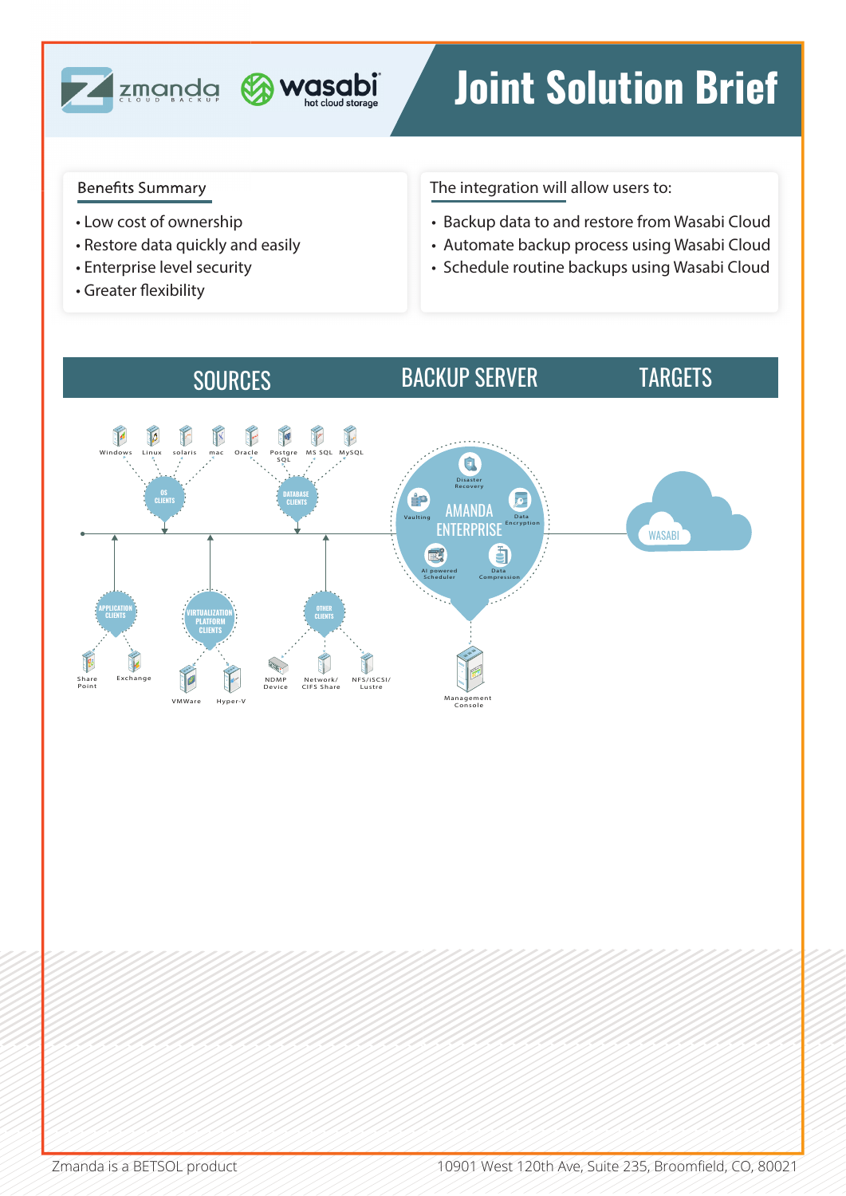# Joint Solution Brief

## Benefits Summary

- Low cost of ownership
- Restore data quickly and easily
- Enterprise level security
- Greater flexibility

## The integration will allow users to:

- Backup data to and restore from Wasabi Cloud
- Automate backup process using Wasabi Cloud
- Schedule routine backups using Wasabi Cloud

SOURCES

BACKUP SERVER

TARGETS

Windows
Linux
solaris
mac
Oracle
Postgre SQL
MS SQL
MySQL

OS CLIENTS

DATABASE CLIENTS

APPLICATION CLIENTS

VIRTUALIZATION PLATFORM CLIENTS

OTHER CLIENTS

Share Point
Exchange
VMWare
Hyper-V
NDMP Device
Network/ CIFS Share
NFS/iSCSI/ Lustre

AMANDA ENTERPRISE

Disaster Recovery
Vaulting
Data Encryption
AI powered Scheduler
Data Compression

Management Console

WASABI

Zmanda is a BETSOL product

10901 West 120th Ave, Suite 235, Broomfield, CO, 80021